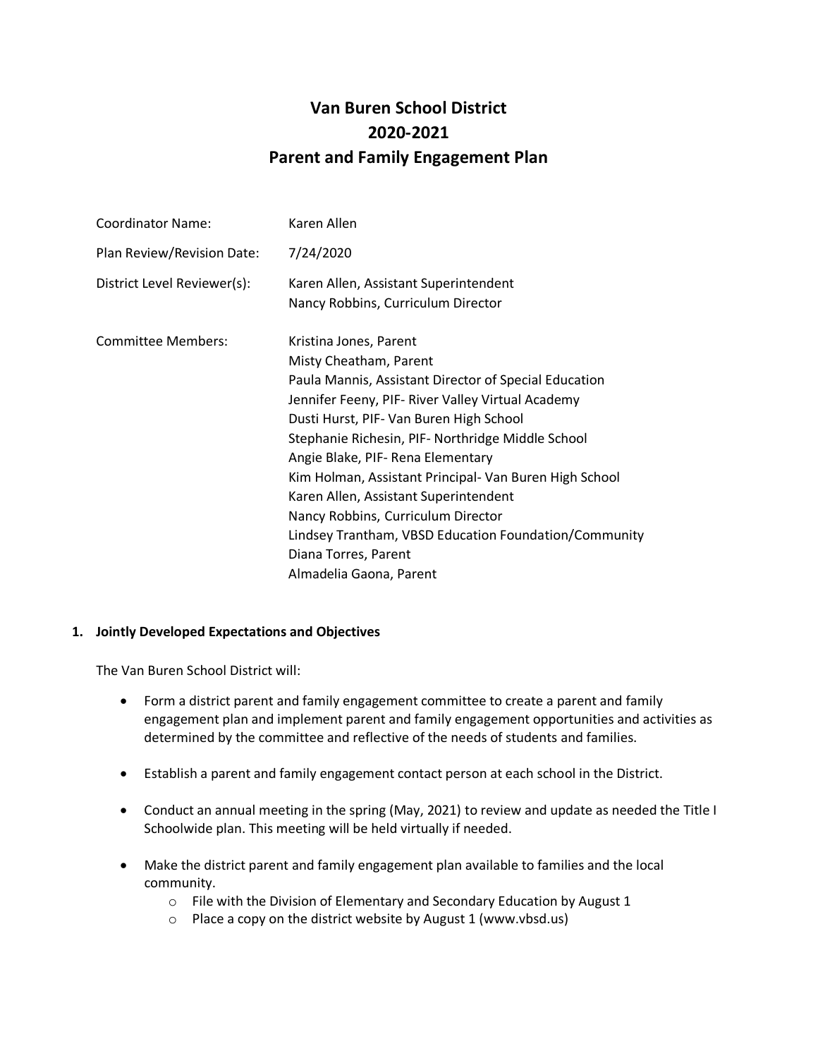# Van Buren School District
# 2020-2021
# Parent and Family Engagement Plan

| | |
|---|---|
| Coordinator Name: | Karen Allen |
| Plan Review/Revision Date: | 7/24/2020 |
| District Level Reviewer(s): | Karen Allen, Assistant Superintendent<br>Nancy Robbins, Curriculum Director |
| Committee Members: | Kristina Jones, Parent<br>Misty Cheatham, Parent<br>Paula Mannis, Assistant Director of Special Education<br>Jennifer Feeny, PIF- River Valley Virtual Academy<br>Dusti Hurst, PIF- Van Buren High School<br>Stephanie Richesin, PIF- Northridge Middle School<br>Angie Blake, PIF- Rena Elementary<br>Kim Holman, Assistant Principal- Van Buren High School<br>Karen Allen, Assistant Superintendent<br>Nancy Robbins, Curriculum Director<br>Lindsey Trantham, VBSD Education Foundation/Community<br>Diana Torres, Parent<br>Almadelia Gaona, Parent |

## 1. Jointly Developed Expectations and Objectives

The Van Buren School District will:

- Form a district parent and family engagement committee to create a parent and family engagement plan and implement parent and family engagement opportunities and activities as determined by the committee and reflective of the needs of students and families.
- Establish a parent and family engagement contact person at each school in the District.
- Conduct an annual meeting in the spring (May, 2021) to review and update as needed the Title I Schoolwide plan. This meeting will be held virtually if needed.
- Make the district parent and family engagement plan available to families and the local community.
  - File with the Division of Elementary and Secondary Education by August 1
  - Place a copy on the district website by August 1 (www.vbsd.us)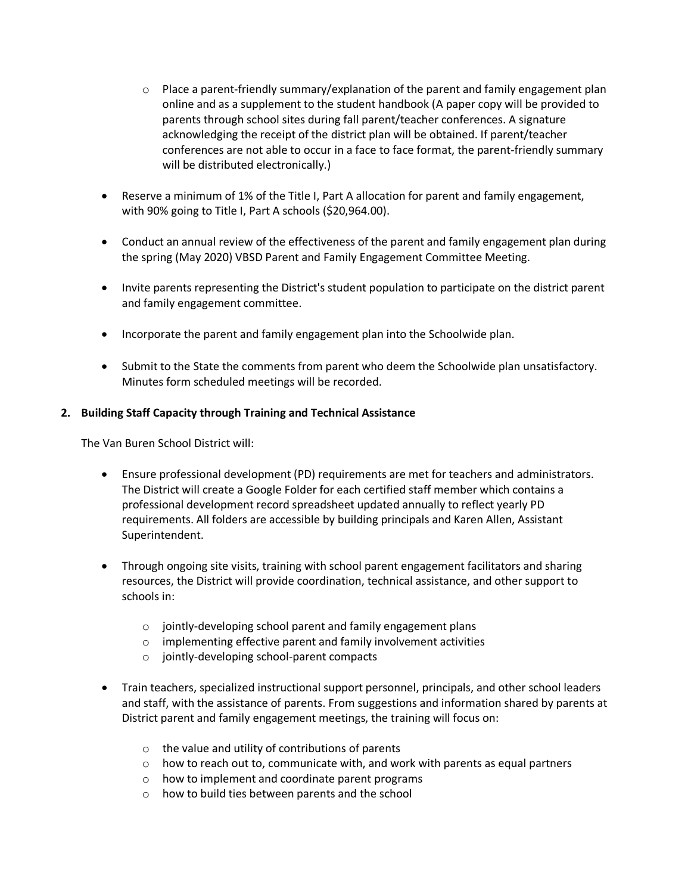- Place a parent-friendly summary/explanation of the parent and family engagement plan online and as a supplement to the student handbook (A paper copy will be provided to parents through school sites during fall parent/teacher conferences. A signature acknowledging the receipt of the district plan will be obtained. If parent/teacher conferences are not able to occur in a face to face format, the parent-friendly summary will be distributed electronically.)

- Reserve a minimum of 1% of the Title I, Part A allocation for parent and family engagement, with 90% going to Title I, Part A schools ($20,964.00).

- Conduct an annual review of the effectiveness of the parent and family engagement plan during the spring (May 2020) VBSD Parent and Family Engagement Committee Meeting.

- Invite parents representing the District's student population to participate on the district parent and family engagement committee.

- Incorporate the parent and family engagement plan into the Schoolwide plan.

- Submit to the State the comments from parent who deem the Schoolwide plan unsatisfactory. Minutes form scheduled meetings will be recorded.

**2. Building Staff Capacity through Training and Technical Assistance**

The Van Buren School District will:

- Ensure professional development (PD) requirements are met for teachers and administrators. The District will create a Google Folder for each certified staff member which contains a professional development record spreadsheet updated annually to reflect yearly PD requirements. All folders are accessible by building principals and Karen Allen, Assistant Superintendent.

- Through ongoing site visits, training with school parent engagement facilitators and sharing resources, the District will provide coordination, technical assistance, and other support to schools in:
  - jointly-developing school parent and family engagement plans
  - implementing effective parent and family involvement activities
  - jointly-developing school-parent compacts

- Train teachers, specialized instructional support personnel, principals, and other school leaders and staff, with the assistance of parents. From suggestions and information shared by parents at District parent and family engagement meetings, the training will focus on:
  - the value and utility of contributions of parents
  - how to reach out to, communicate with, and work with parents as equal partners
  - how to implement and coordinate parent programs
  - how to build ties between parents and the school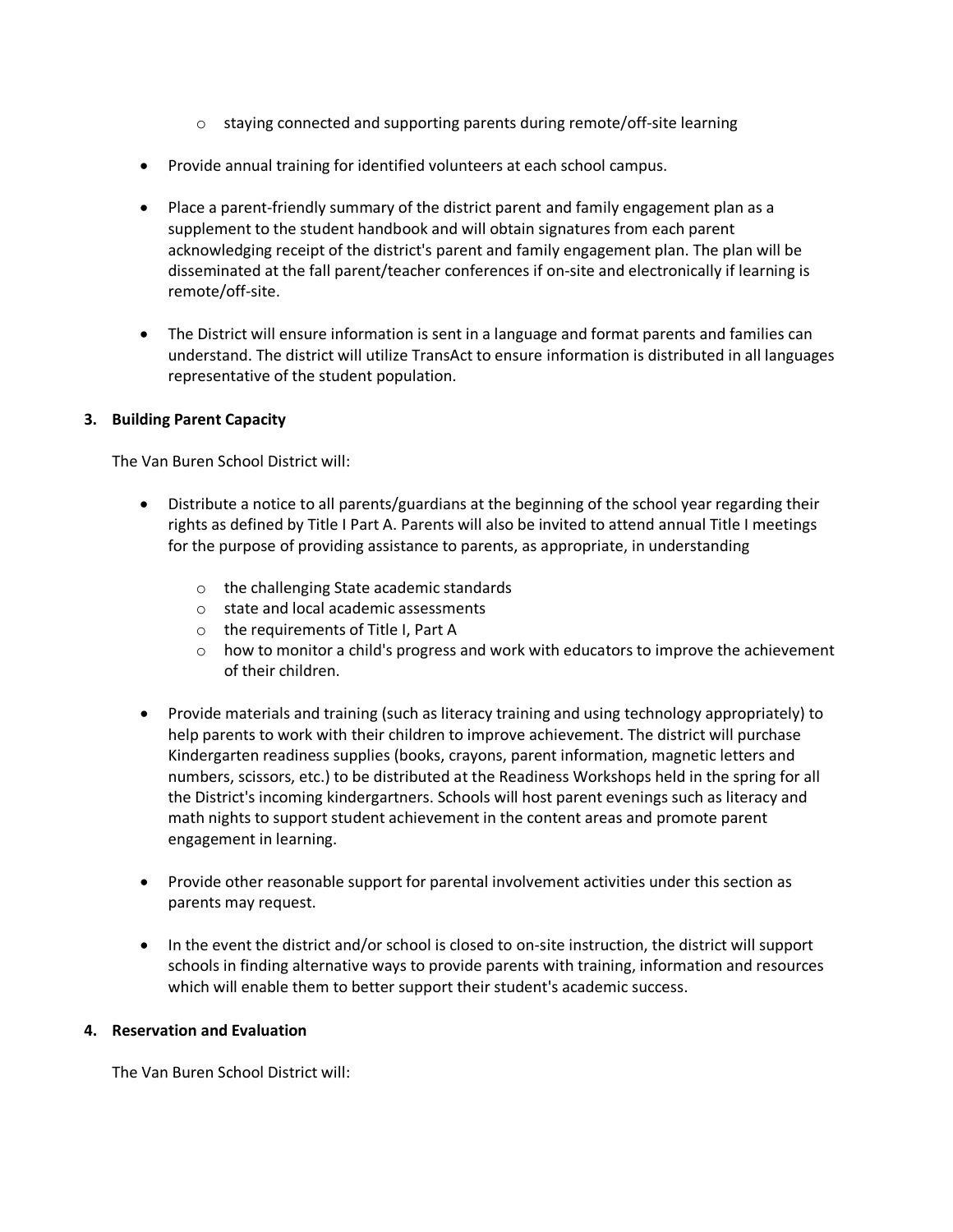- staying connected and supporting parents during remote/off-site learning

- Provide annual training for identified volunteers at each school campus.

- Place a parent-friendly summary of the district parent and family engagement plan as a supplement to the student handbook and will obtain signatures from each parent acknowledging receipt of the district's parent and family engagement plan. The plan will be disseminated at the fall parent/teacher conferences if on-site and electronically if learning is remote/off-site.

- The District will ensure information is sent in a language and format parents and families can understand. The district will utilize TransAct to ensure information is distributed in all languages representative of the student population.

**3. Building Parent Capacity**

The Van Buren School District will:

- Distribute a notice to all parents/guardians at the beginning of the school year regarding their rights as defined by Title I Part A. Parents will also be invited to attend annual Title I meetings for the purpose of providing assistance to parents, as appropriate, in understanding
  - the challenging State academic standards
  - state and local academic assessments
  - the requirements of Title I, Part A
  - how to monitor a child's progress and work with educators to improve the achievement of their children.

- Provide materials and training (such as literacy training and using technology appropriately) to help parents to work with their children to improve achievement. The district will purchase Kindergarten readiness supplies (books, crayons, parent information, magnetic letters and numbers, scissors, etc.) to be distributed at the Readiness Workshops held in the spring for all the District's incoming kindergartners. Schools will host parent evenings such as literacy and math nights to support student achievement in the content areas and promote parent engagement in learning.

- Provide other reasonable support for parental involvement activities under this section as parents may request.

- In the event the district and/or school is closed to on-site instruction, the district will support schools in finding alternative ways to provide parents with training, information and resources which will enable them to better support their student's academic success.

**4. Reservation and Evaluation**

The Van Buren School District will: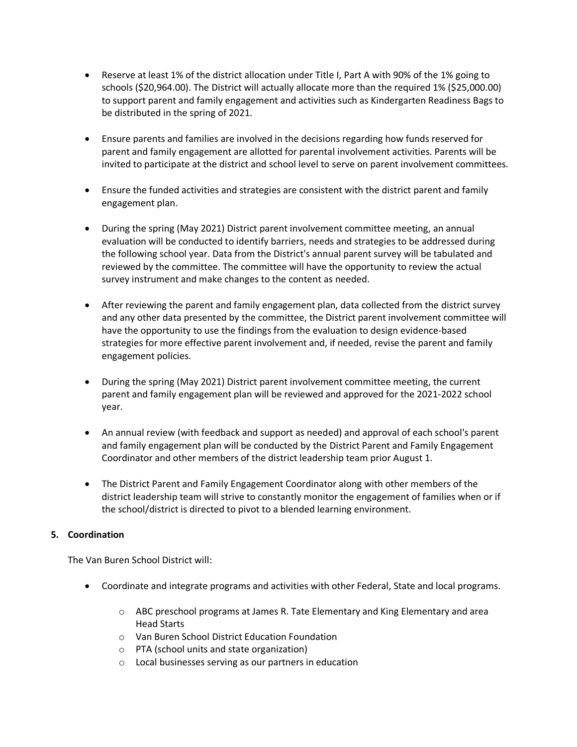- Reserve at least 1% of the district allocation under Title I, Part A with 90% of the 1% going to schools ($20,964.00). The District will actually allocate more than the required 1% ($25,000.00) to support parent and family engagement and activities such as Kindergarten Readiness Bags to be distributed in the spring of 2021.

- Ensure parents and families are involved in the decisions regarding how funds reserved for parent and family engagement are allotted for parental involvement activities. Parents will be invited to participate at the district and school level to serve on parent involvement committees.

- Ensure the funded activities and strategies are consistent with the district parent and family engagement plan.

- During the spring (May 2021) District parent involvement committee meeting, an annual evaluation will be conducted to identify barriers, needs and strategies to be addressed during the following school year. Data from the District's annual parent survey will be tabulated and reviewed by the committee. The committee will have the opportunity to review the actual survey instrument and make changes to the content as needed.

- After reviewing the parent and family engagement plan, data collected from the district survey and any other data presented by the committee, the District parent involvement committee will have the opportunity to use the findings from the evaluation to design evidence-based strategies for more effective parent involvement and, if needed, revise the parent and family engagement policies.

- During the spring (May 2021) District parent involvement committee meeting, the current parent and family engagement plan will be reviewed and approved for the 2021-2022 school year.

- An annual review (with feedback and support as needed) and approval of each school's parent and family engagement plan will be conducted by the District Parent and Family Engagement Coordinator and other members of the district leadership team prior August 1.

- The District Parent and Family Engagement Coordinator along with other members of the district leadership team will strive to constantly monitor the engagement of families when or if the school/district is directed to pivot to a blended learning environment.

**5. Coordination**

The Van Buren School District will:

- Coordinate and integrate programs and activities with other Federal, State and local programs.
  - ABC preschool programs at James R. Tate Elementary and King Elementary and area Head Starts
  - Van Buren School District Education Foundation
  - PTA (school units and state organization)
  - Local businesses serving as our partners in education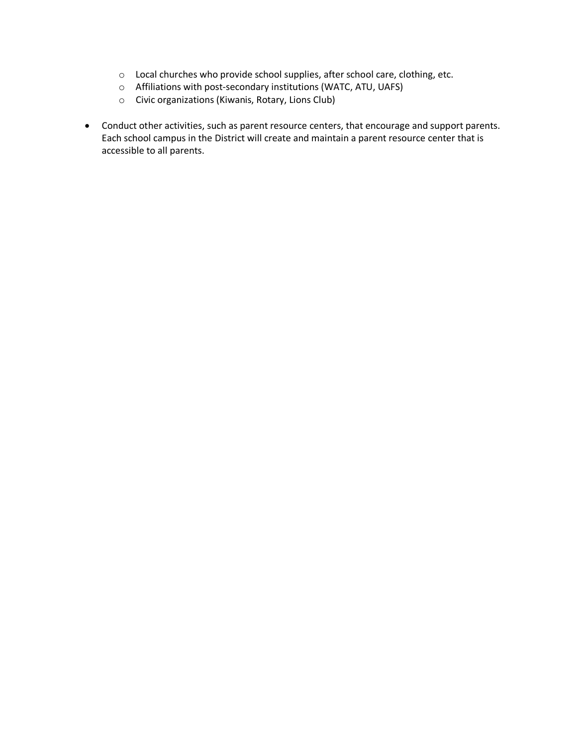- Local churches who provide school supplies, after school care, clothing, etc.
  - Affiliations with post-secondary institutions (WATC, ATU, UAFS)
  - Civic organizations (Kiwanis, Rotary, Lions Club)

- Conduct other activities, such as parent resource centers, that encourage and support parents. Each school campus in the District will create and maintain a parent resource center that is accessible to all parents.